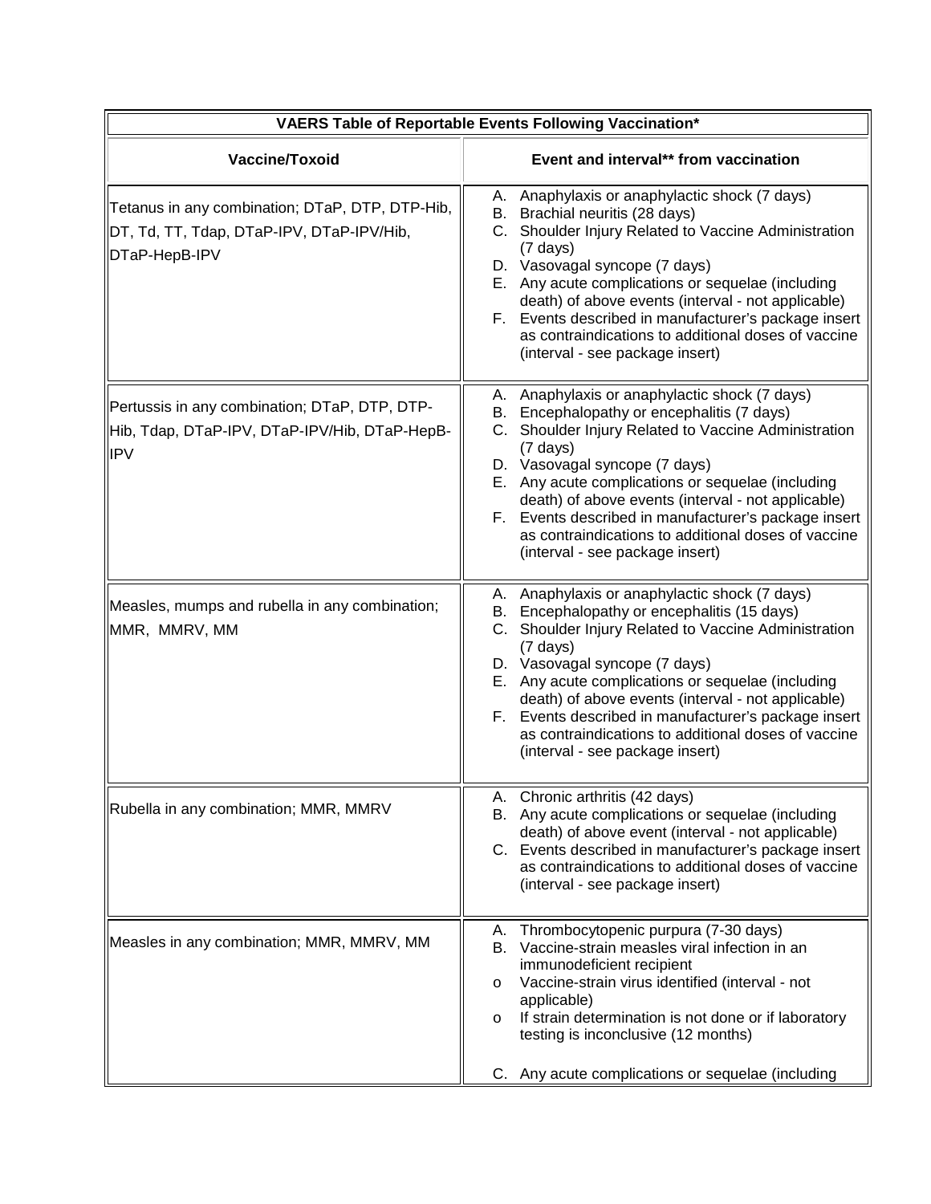| VAERS Table of Reportable Events Following Vaccination* | |
|---|---|
| **Vaccine/Toxoid** | **Event and interval** from vaccination** |
| Tetanus in any combination; DTaP, DTP, DTP-Hib, DT, Td, TT, Tdap, DTaP-IPV, DTaP-IPV/Hib, DTaP-HepB-IPV | A. Anaphylaxis or anaphylactic shock (7 days)<br>B. Brachial neuritis (28 days)<br>C. Shoulder Injury Related to Vaccine Administration (7 days)<br>D. Vasovagal syncope (7 days)<br>E. Any acute complications or sequelae (including death) of above events (interval - not applicable)<br>F. Events described in manufacturer's package insert as contraindications to additional doses of vaccine (interval - see package insert) |
| Pertussis in any combination; DTaP, DTP, DTP-Hib, Tdap, DTaP-IPV, DTaP-IPV/Hib, DTaP-HepB-IPV | A. Anaphylaxis or anaphylactic shock (7 days)<br>B. Encephalopathy or encephalitis (7 days)<br>C. Shoulder Injury Related to Vaccine Administration (7 days)<br>D. Vasovagal syncope (7 days)<br>E. Any acute complications or sequelae (including death) of above events (interval - not applicable)<br>F. Events described in manufacturer's package insert as contraindications to additional doses of vaccine (interval - see package insert) |
| Measles, mumps and rubella in any combination; MMR, MMRV, MM | A. Anaphylaxis or anaphylactic shock (7 days)<br>B. Encephalopathy or encephalitis (15 days)<br>C. Shoulder Injury Related to Vaccine Administration (7 days)<br>D. Vasovagal syncope (7 days)<br>E. Any acute complications or sequelae (including death) of above events (interval - not applicable)<br>F. Events described in manufacturer's package insert as contraindications to additional doses of vaccine (interval - see package insert) |
| Rubella in any combination; MMR, MMRV | A. Chronic arthritis (42 days)<br>B. Any acute complications or sequelae (including death) of above event (interval - not applicable)<br>C. Events described in manufacturer's package insert as contraindications to additional doses of vaccine (interval - see package insert) |
| Measles in any combination; MMR, MMRV, MM | A. Thrombocytopenic purpura (7-30 days)<br>B. Vaccine-strain measles viral infection in an immunodeficient recipient<br>o Vaccine-strain virus identified (interval - not applicable)<br>o If strain determination is not done or if laboratory testing is inconclusive (12 months)<br>C. Any acute complications or sequelae (including |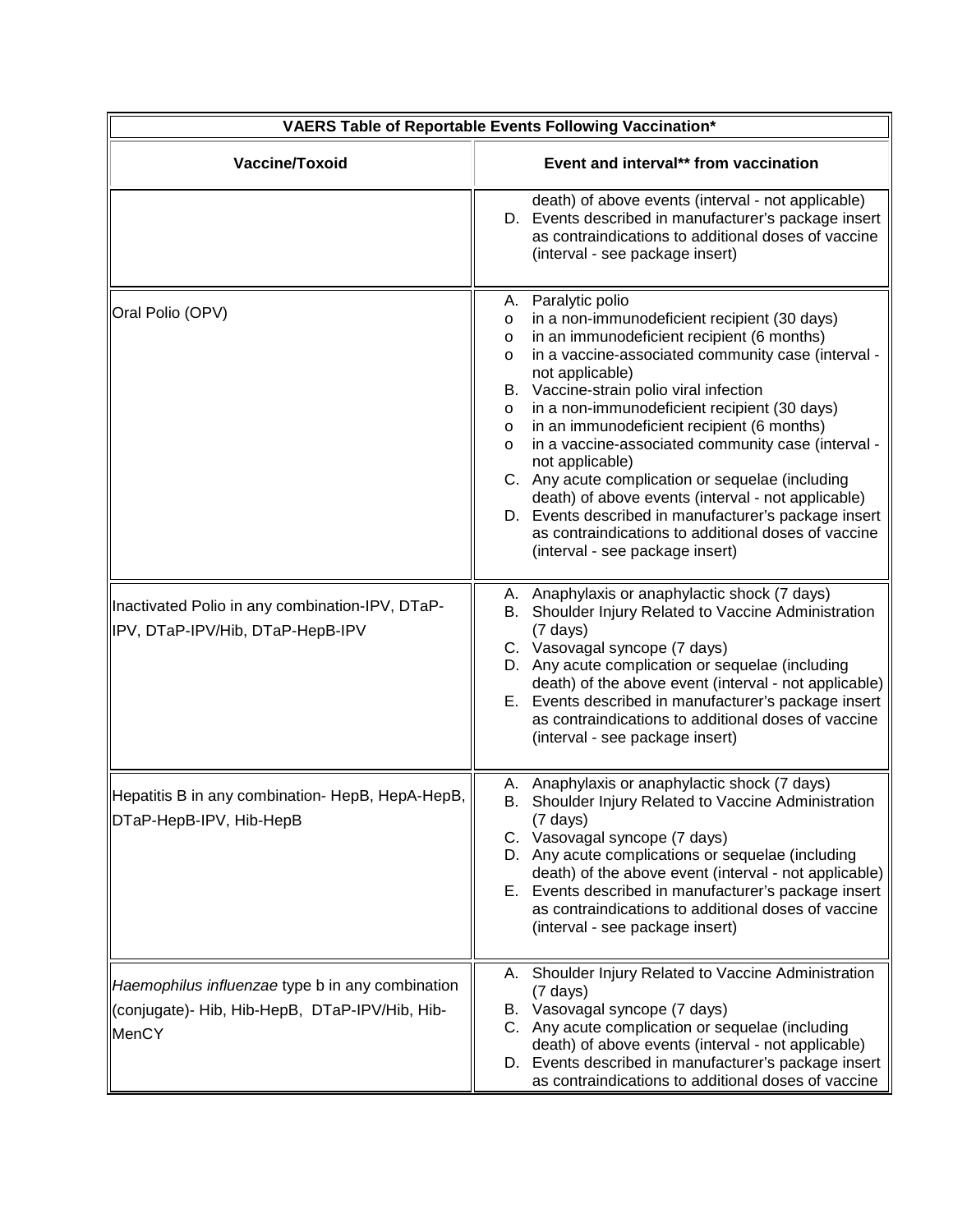| VAERS Table of Reportable Events Following Vaccination* | |
|---|---|
| **Vaccine/Toxoid** | **Event and interval** from vaccination** |
| | death) of above events (interval - not applicable)<br>D. Events described in manufacturer's package insert as contraindications to additional doses of vaccine (interval - see package insert) |
| Oral Polio (OPV) | A. Paralytic polio<br>o in a non-immunodeficient recipient (30 days)<br>o in an immunodeficient recipient (6 months)<br>o in a vaccine-associated community case (interval - not applicable)<br>B. Vaccine-strain polio viral infection<br>o in a non-immunodeficient recipient (30 days)<br>o in an immunodeficient recipient (6 months)<br>o in a vaccine-associated community case (interval - not applicable)<br>C. Any acute complication or sequelae (including death) of above events (interval - not applicable)<br>D. Events described in manufacturer's package insert as contraindications to additional doses of vaccine (interval - see package insert) |
| Inactivated Polio in any combination-IPV, DTaP-IPV, DTaP-IPV/Hib, DTaP-HepB-IPV | A. Anaphylaxis or anaphylactic shock (7 days)<br>B. Shoulder Injury Related to Vaccine Administration (7 days)<br>C. Vasovagal syncope (7 days)<br>D. Any acute complication or sequelae (including death) of the above event (interval - not applicable)<br>E. Events described in manufacturer's package insert as contraindications to additional doses of vaccine (interval - see package insert) |
| Hepatitis B in any combination- HepB, HepA-HepB, DTaP-HepB-IPV, Hib-HepB | A. Anaphylaxis or anaphylactic shock (7 days)<br>B. Shoulder Injury Related to Vaccine Administration (7 days)<br>C. Vasovagal syncope (7 days)<br>D. Any acute complications or sequelae (including death) of the above event (interval - not applicable)<br>E. Events described in manufacturer's package insert as contraindications to additional doses of vaccine (interval - see package insert) |
| *Haemophilus influenzae* type b in any combination (conjugate)- Hib, Hib-HepB, DTaP-IPV/Hib, Hib-MenCY | A. Shoulder Injury Related to Vaccine Administration (7 days)<br>B. Vasovagal syncope (7 days)<br>C. Any acute complication or sequelae (including death) of above events (interval - not applicable)<br>D. Events described in manufacturer's package insert as contraindications to additional doses of vaccine |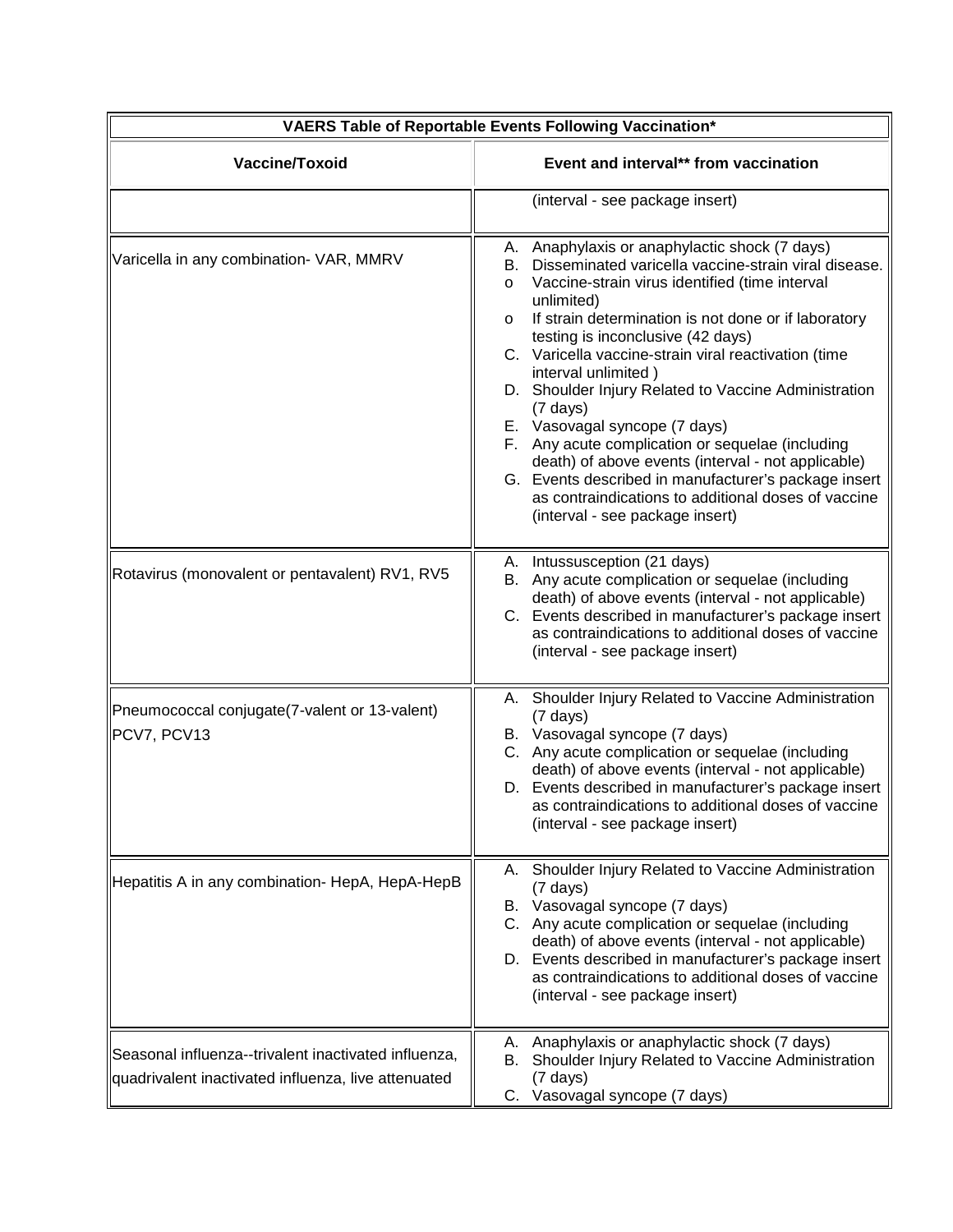| VAERS Table of Reportable Events Following Vaccination* | |
|---|---|
| **Vaccine/Toxoid** | **Event and interval** from vaccination** |
| | (interval - see package insert) |
| Varicella in any combination- VAR, MMRV | A. Anaphylaxis or anaphylactic shock (7 days)<br>B. Disseminated varicella vaccine-strain viral disease.<br>o Vaccine-strain virus identified (time interval unlimited)<br>o If strain determination is not done or if laboratory testing is inconclusive (42 days)<br>C. Varicella vaccine-strain viral reactivation (time interval unlimited )<br>D. Shoulder Injury Related to Vaccine Administration (7 days)<br>E. Vasovagal syncope (7 days)<br>F. Any acute complication or sequelae (including death) of above events (interval - not applicable)<br>G. Events described in manufacturer's package insert as contraindications to additional doses of vaccine (interval - see package insert) |
| Rotavirus (monovalent or pentavalent) RV1, RV5 | A. Intussusception (21 days)<br>B. Any acute complication or sequelae (including death) of above events (interval - not applicable)<br>C. Events described in manufacturer's package insert as contraindications to additional doses of vaccine (interval - see package insert) |
| Pneumococcal conjugate(7-valent or 13-valent) PCV7, PCV13 | A. Shoulder Injury Related to Vaccine Administration (7 days)<br>B. Vasovagal syncope (7 days)<br>C. Any acute complication or sequelae (including death) of above events (interval - not applicable)<br>D. Events described in manufacturer's package insert as contraindications to additional doses of vaccine (interval - see package insert) |
| Hepatitis A in any combination- HepA, HepA-HepB | A. Shoulder Injury Related to Vaccine Administration (7 days)<br>B. Vasovagal syncope (7 days)<br>C. Any acute complication or sequelae (including death) of above events (interval - not applicable)<br>D. Events described in manufacturer's package insert as contraindications to additional doses of vaccine (interval - see package insert) |
| Seasonal influenza--trivalent inactivated influenza, quadrivalent inactivated influenza, live attenuated | A. Anaphylaxis or anaphylactic shock (7 days)<br>B. Shoulder Injury Related to Vaccine Administration (7 days)<br>C. Vasovagal syncope (7 days) |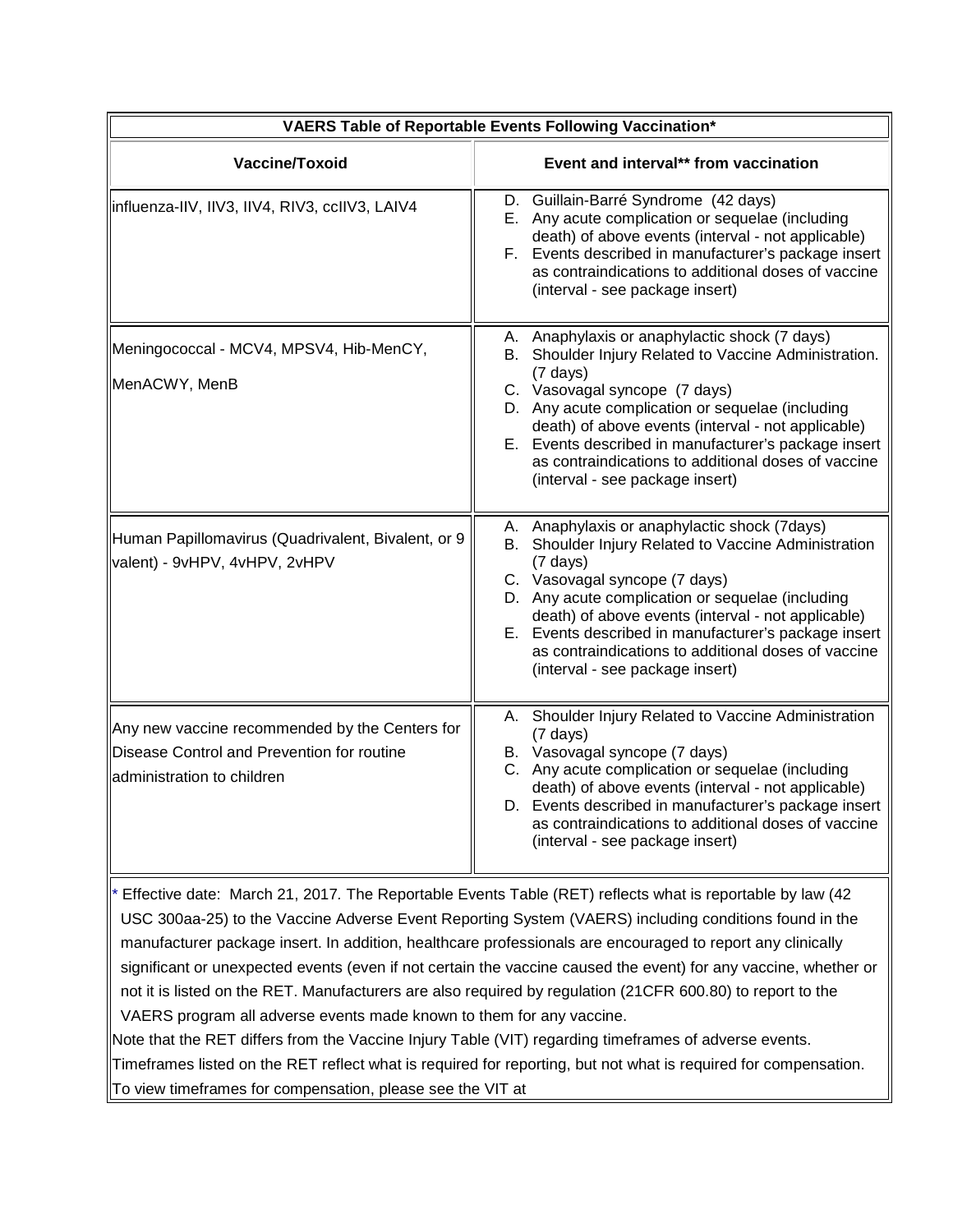| VAERS Table of Reportable Events Following Vaccination* | |
|---|---|
| **Vaccine/Toxoid** | **Event and interval** from vaccination** |
| influenza-IIV, IIV3, IIV4, RIV3, ccIIV3, LAIV4 | D. Guillain-Barré Syndrome (42 days)<br>E. Any acute complication or sequelae (including death) of above events (interval - not applicable)<br>F. Events described in manufacturer's package insert as contraindications to additional doses of vaccine (interval - see package insert) |
| Meningococcal - MCV4, MPSV4, Hib-MenCY, MenACWY, MenB | A. Anaphylaxis or anaphylactic shock (7 days)<br>B. Shoulder Injury Related to Vaccine Administration. (7 days)<br>C. Vasovagal syncope (7 days)<br>D. Any acute complication or sequelae (including death) of above events (interval - not applicable)<br>E. Events described in manufacturer's package insert as contraindications to additional doses of vaccine (interval - see package insert) |
| Human Papillomavirus (Quadrivalent, Bivalent, or 9 valent) - 9vHPV, 4vHPV, 2vHPV | A. Anaphylaxis or anaphylactic shock (7days)<br>B. Shoulder Injury Related to Vaccine Administration (7 days)<br>C. Vasovagal syncope (7 days)<br>D. Any acute complication or sequelae (including death) of above events (interval - not applicable)<br>E. Events described in manufacturer's package insert as contraindications to additional doses of vaccine (interval - see package insert) |
| Any new vaccine recommended by the Centers for Disease Control and Prevention for routine administration to children | A. Shoulder Injury Related to Vaccine Administration (7 days)<br>B. Vasovagal syncope (7 days)<br>C. Any acute complication or sequelae (including death) of above events (interval - not applicable)<br>D. Events described in manufacturer's package insert as contraindications to additional doses of vaccine (interval - see package insert) |

* Effective date: March 21, 2017. The Reportable Events Table (RET) reflects what is reportable by law (42 USC 300aa-25) to the Vaccine Adverse Event Reporting System (VAERS) including conditions found in the manufacturer package insert. In addition, healthcare professionals are encouraged to report any clinically significant or unexpected events (even if not certain the vaccine caused the event) for any vaccine, whether or not it is listed on the RET. Manufacturers are also required by regulation (21CFR 600.80) to report to the VAERS program all adverse events made known to them for any vaccine.

Note that the RET differs from the Vaccine Injury Table (VIT) regarding timeframes of adverse events. Timeframes listed on the RET reflect what is required for reporting, but not what is required for compensation. To view timeframes for compensation, please see the VIT at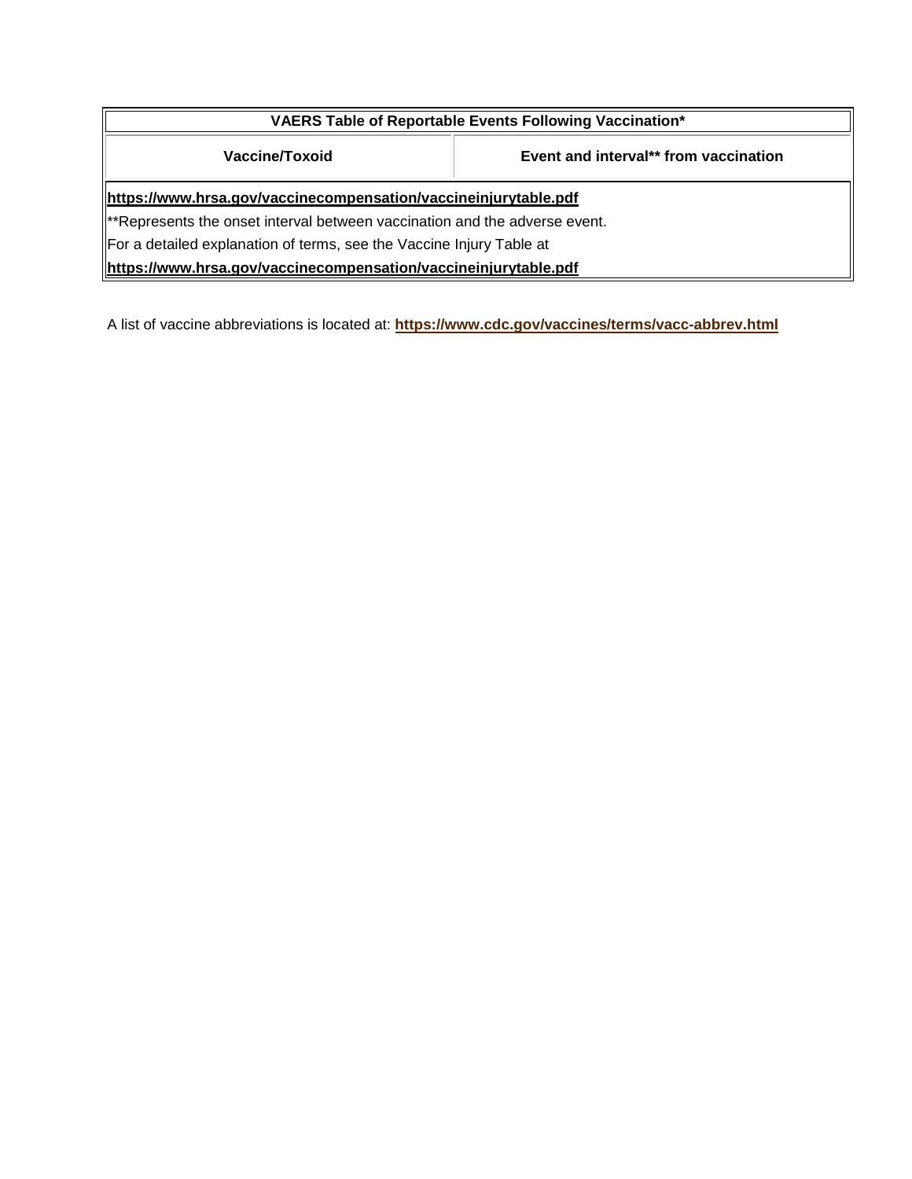| VAERS Table of Reportable Events Following Vaccination* | |
|---|---|
| **Vaccine/Toxoid** | **Event and interval** from vaccination** |

**https://www.hrsa.gov/vaccinecompensation/vaccineinjurytable.pdf**

**Represents the onset interval between vaccination and the adverse event.

For a detailed explanation of terms, see the Vaccine Injury Table at

**https://www.hrsa.gov/vaccinecompensation/vaccineinjurytable.pdf**

A list of vaccine abbreviations is located at: **https://www.cdc.gov/vaccines/terms/vacc-abbrev.html**